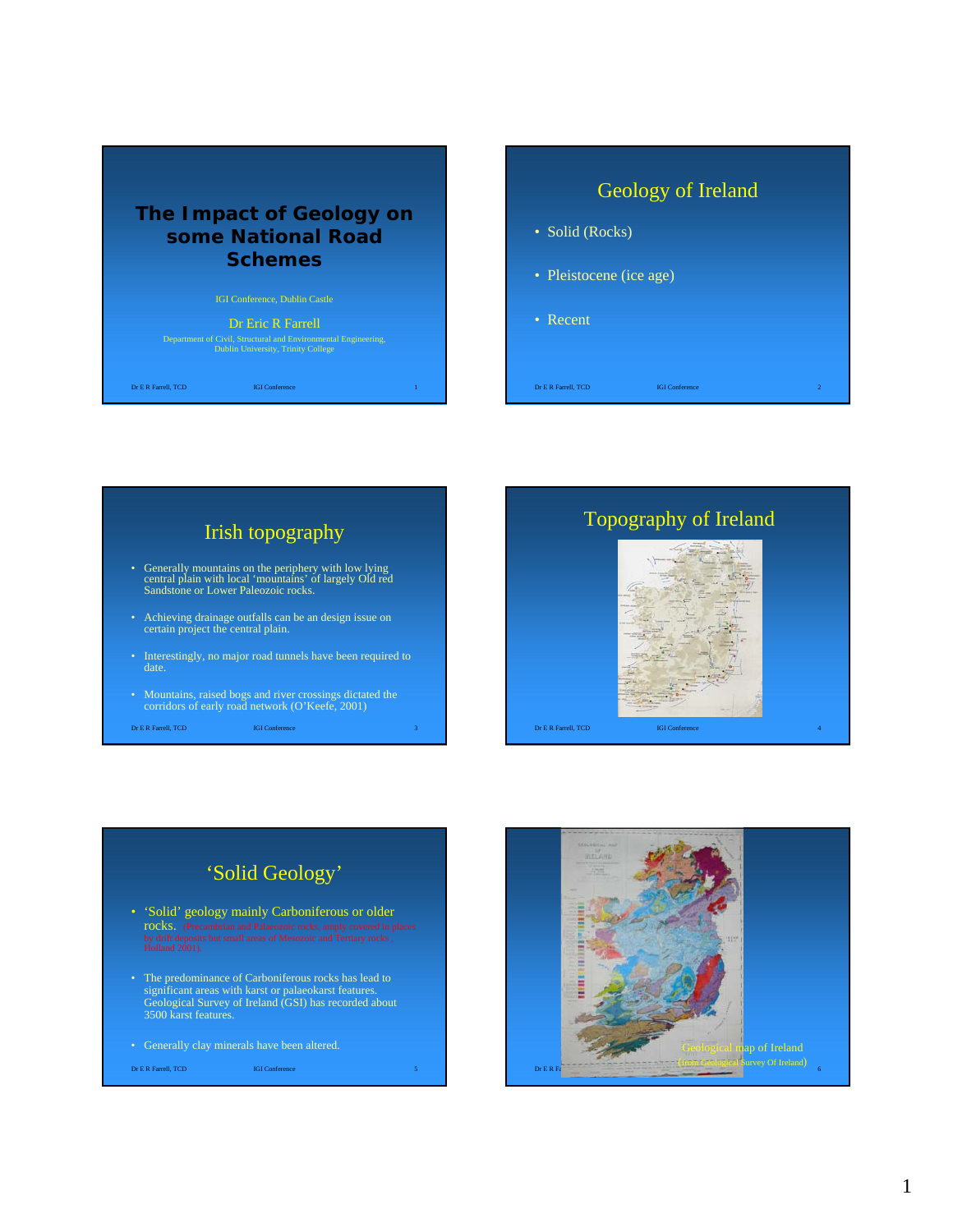# The Impact of Geology on some National Road Schemes

IGI Conference, Dublin Castle

Dr Eric R Farrell

Department of Civil, Structural and Environmental Engineering, Dublin University, Trinity College

## Geology of Ireland

- Solid (Rocks)
- Pleistocene (ice age)
- Recent

## Irish topography

- Generally mountains on the periphery with low lying central plain with local 'mountains' of largely Old red Sandstone or Lower Paleozoic rocks.
- Achieving drainage outfalls can be an design issue on certain project the central plain.
- Interestingly, no major road tunnels have been required to date.
- Mountains, raised bogs and river crossings dictated the corridors of early road network (O'Keefe, 2001)

## Topography of Ireland

## 'Solid Geology'

- 'Solid' geology mainly Carboniferous or older rocks. (Pre-cambrian and Palaeozoic rocks, amply covered in places by drift deposits but small areas of Mesozoic and Tertiary rocks, Holland 2001).
- The predominance of Carboniferous rocks has lead to significant areas with karst or palaeokarst features. Geological Survey of Ireland (GSI) has recorded about 3500 karst features.
- Generally clay minerals have been altered.

Geological map of Ireland
(from Geological Survey Of Ireland)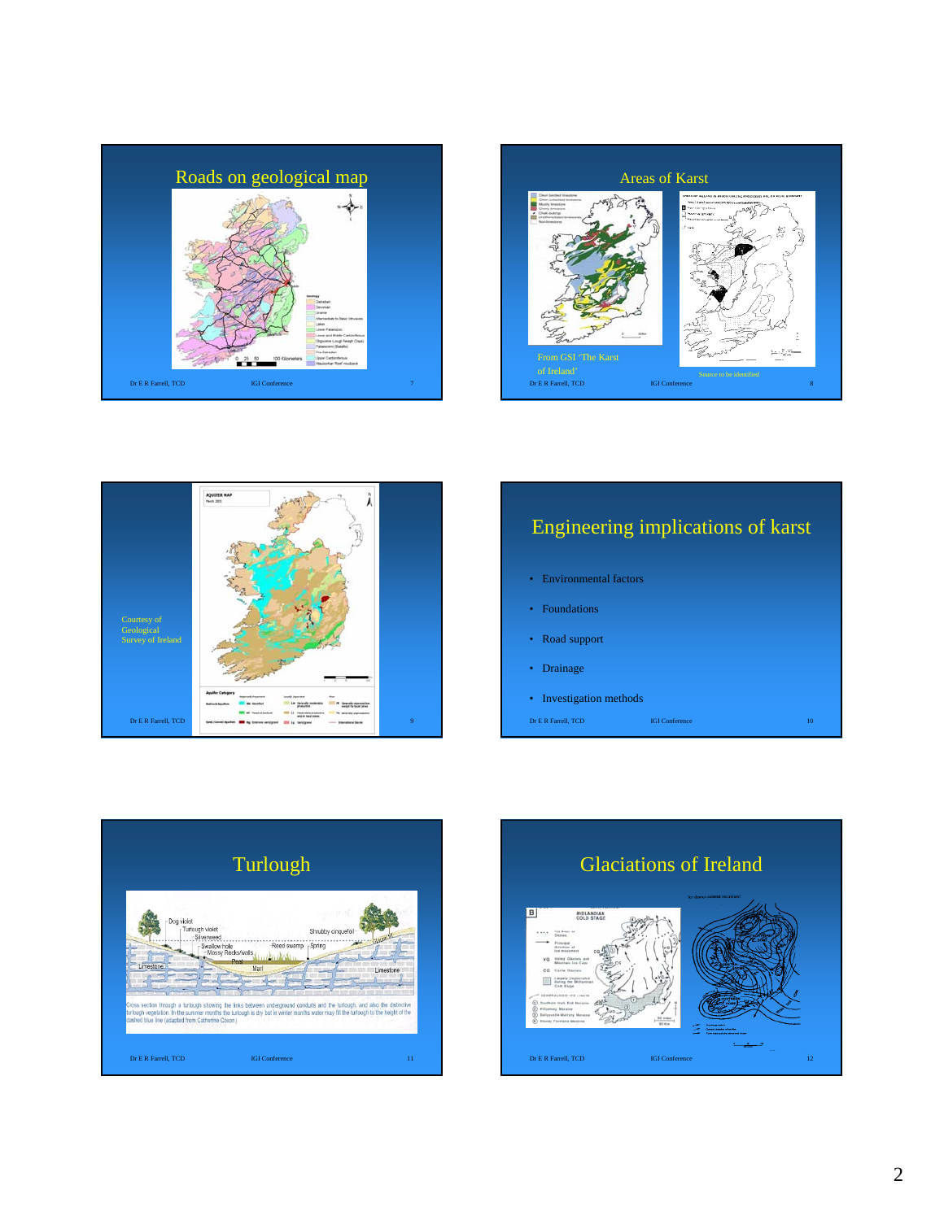## Roads on geological map

## Areas of Karst

From GSI 'The Karst of Ireland'

Source to be identified

Courtesy of Geological Survey of Ireland

## Engineering implications of karst

- Environmental factors
- Foundations
- Road support
- Drainage
- Investigation methods

## Turlough

Cross section through a turlough showing the links between underground conduits and the turlough, and also the distinctive turlough vegetation. In the summer months the turlough is dry but in winter months water may fill the turlough to the height of the dashed blue line (adapted from Catherine Coxon)

## Glaciations of Ireland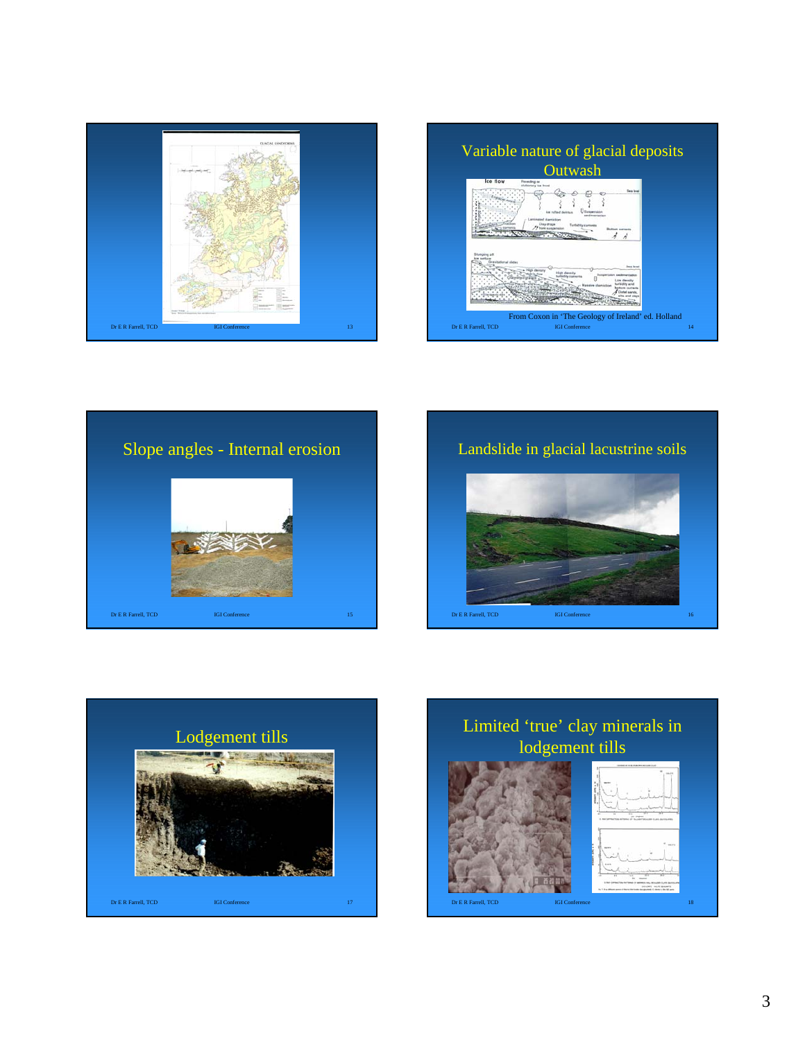## Variable nature of glacial deposits Outwash

From Coxon in 'The Geology of Ireland' ed. Holland

## Slope angles - Internal erosion

## Landslide in glacial lacustrine soils

## Lodgement tills

## Limited 'true' clay minerals in lodgement tills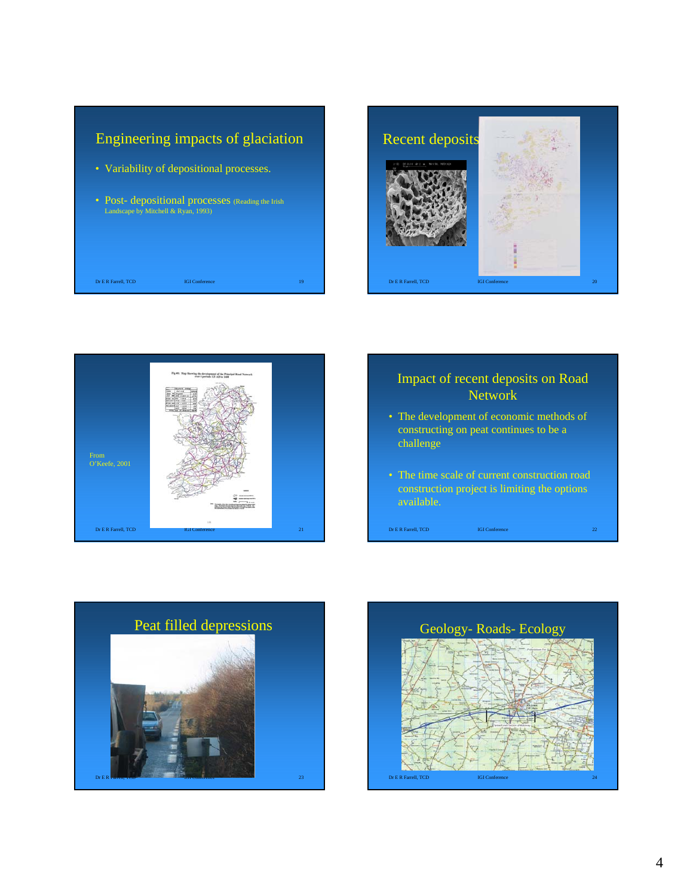## Engineering impacts of glaciation

- Variability of depositional processes.
- Post- depositional processes (Reading the Irish Landscape by Mitchell & Ryan, 1993)

## Recent deposits

From O'Keefe, 2001

## Impact of recent deposits on Road Network

- The development of economic methods of constructing on peat continues to be a challenge
- The time scale of current construction road construction project is limiting the options available.

## Peat filled depressions

## Geology- Roads- Ecology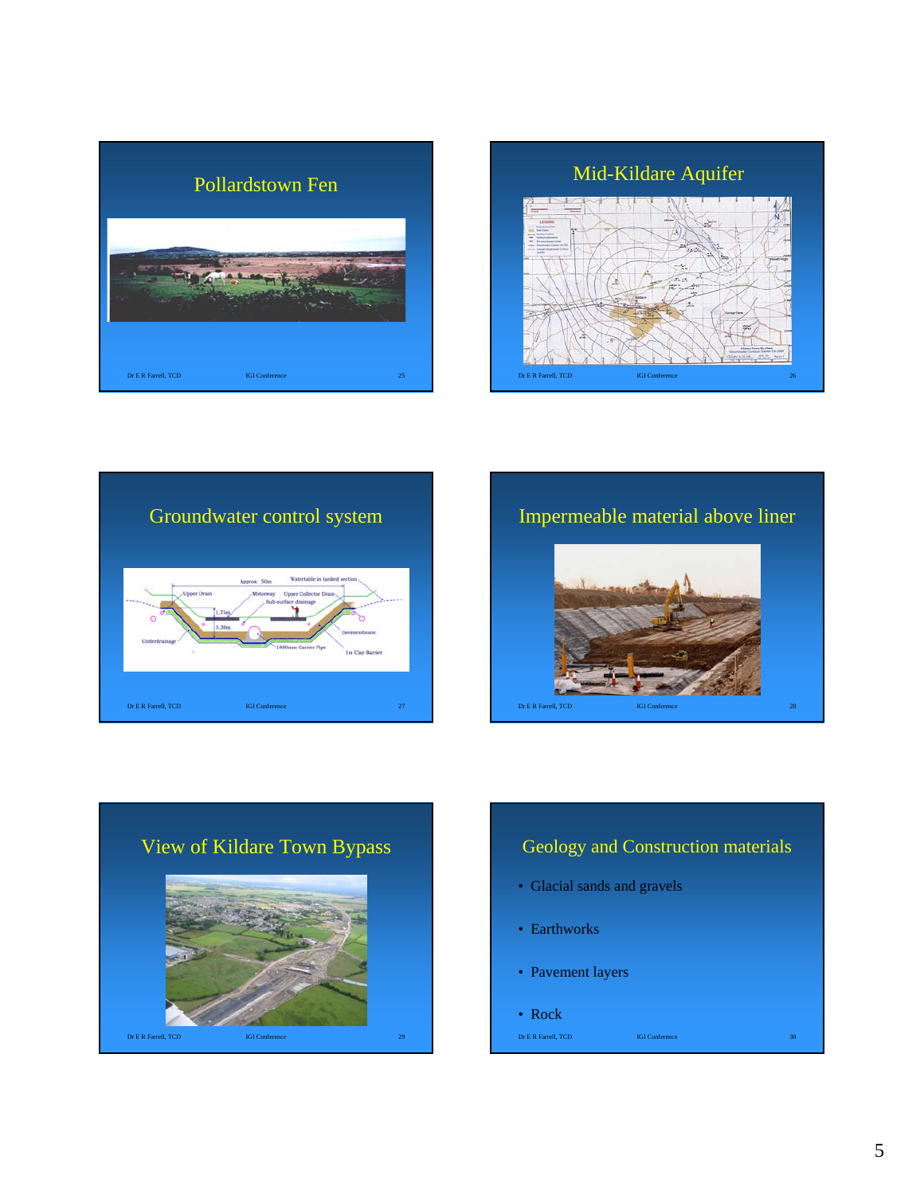## Pollardstown Fen

## Mid-Kildare Aquifer

## Groundwater control system

## Impermeable material above liner

## View of Kildare Town Bypass

## Geology and Construction materials

- Glacial sands and gravels
- Earthworks
- Pavement layers
- Rock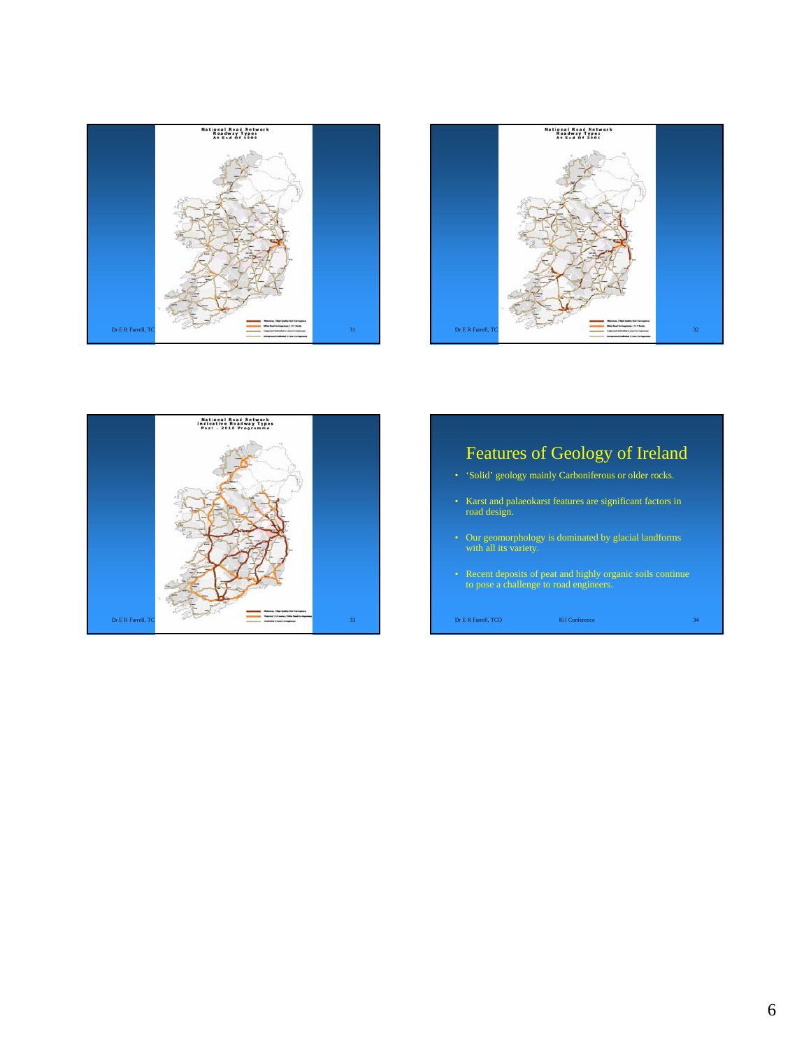National Road Network
Roadway Types
At End Of 1999

National Road Network
Roadway Types
At End Of 2004

National Road Network
Indicative Roadway Types
Post – 2010 Programme

# Features of Geology of Ireland

- 'Solid' geology mainly Carboniferous or older rocks.
- Karst and palaeokarst features are significant factors in road design.
- Our geomorphology is dominated by glacial landforms with all its variety.
- Recent deposits of peat and highly organic soils continue to pose a challenge to road engineers.